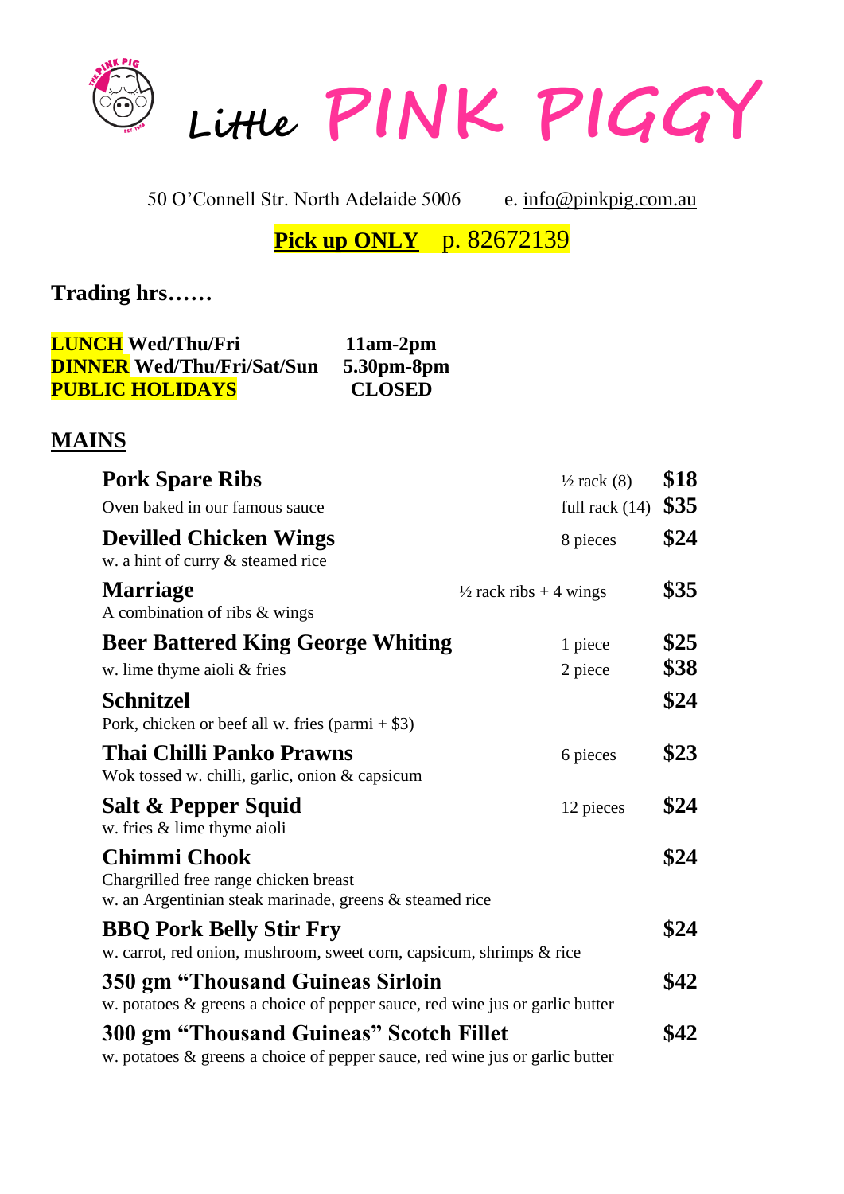# Little PINK PIGGY

50 O'Connell Str. North Adelaide 5006 e. info@pinkpig.com.au

**Pick up ONLY** p. 82672139

**Trading hrs……**

| | |
|---|---|
| **LUNCH Wed/Thu/Fri** | **11am-2pm** |
| **DINNER Wed/Thu/Fri/Sat/Sun** | **5.30pm-8pm** |
| **PUBLIC HOLIDAYS** | **CLOSED** |

## MAINS

**Pork Spare Ribs** ½ rack (8) **$18**
Oven baked in our famous sauce full rack (14) **$35**

**Devilled Chicken Wings** 8 pieces **$24**
w. a hint of curry & steamed rice

**Marriage** ½ rack ribs + 4 wings **$35**
A combination of ribs & wings

**Beer Battered King George Whiting** 1 piece **$25**
w. lime thyme aioli & fries 2 piece **$38**

**Schnitzel** **$24**
Pork, chicken or beef all w. fries (parmi + $3)

**Thai Chilli Panko Prawns** 6 pieces **$23**
Wok tossed w. chilli, garlic, onion & capsicum

**Salt & Pepper Squid** 12 pieces **$24**
w. fries & lime thyme aioli

**Chimmi Chook** **$24**
Chargrilled free range chicken breast
w. an Argentinian steak marinade, greens & steamed rice

**BBQ Pork Belly Stir Fry** **$24**
w. carrot, red onion, mushroom, sweet corn, capsicum, shrimps & rice

**350 gm "Thousand Guineas Sirloin** **$42**
w. potatoes & greens a choice of pepper sauce, red wine jus or garlic butter

**300 gm "Thousand Guineas" Scotch Fillet** **$42**
w. potatoes & greens a choice of pepper sauce, red wine jus or garlic butter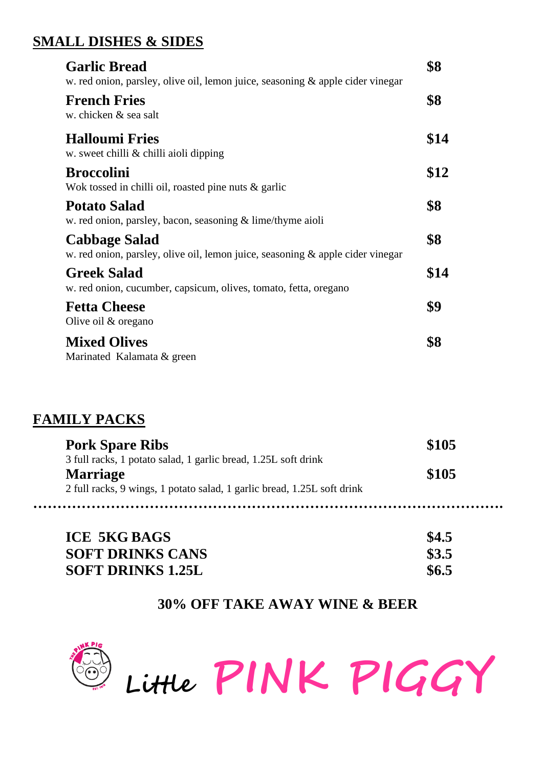## SMALL DISHES & SIDES

| | |
|---|---|
| **Garlic Bread**<br>w. red onion, parsley, olive oil, lemon juice, seasoning & apple cider vinegar | **$8** |
| **French Fries**<br>w. chicken & sea salt | **$8** |
| **Halloumi Fries**<br>w. sweet chilli & chilli aioli dipping | **$14** |
| **Broccolini**<br>Wok tossed in chilli oil, roasted pine nuts & garlic | **$12** |
| **Potato Salad**<br>w. red onion, parsley, bacon, seasoning & lime/thyme aioli | **$8** |
| **Cabbage Salad**<br>w. red onion, parsley, olive oil, lemon juice, seasoning & apple cider vinegar | **$8** |
| **Greek Salad**<br>w. red onion, cucumber, capsicum, olives, tomato, fetta, oregano | **$14** |
| **Fetta Cheese**<br>Olive oil & oregano | **$9** |
| **Mixed Olives**<br>Marinated Kalamata & green | **$8** |

## FAMILY PACKS

| | |
|---|---|
| **Pork Spare Ribs**<br>3 full racks, 1 potato salad, 1 garlic bread, 1.25L soft drink | **$105** |
| **Marriage**<br>2 full racks, 9 wings, 1 potato salad, 1 garlic bread, 1.25L soft drink | **$105** |

---

| | |
|---|---|
| **ICE 5KG BAGS** | **$4.5** |
| **SOFT DRINKS CANS** | **$3.5** |
| **SOFT DRINKS 1.25L** | **$6.5** |

**30% OFF TAKE AWAY WINE & BEER**

THE PINK PIG EST. 19/5

Little PINK PIGGY